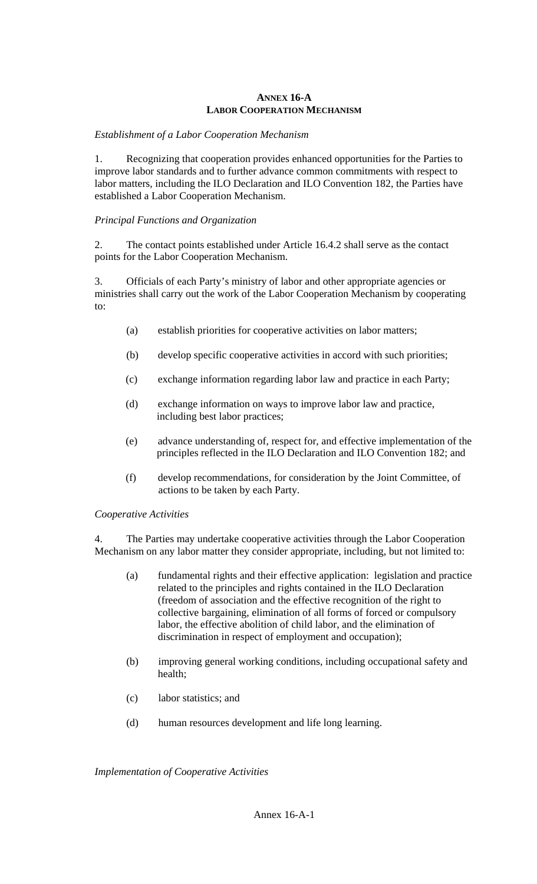# ANNEX 16-A
## LABOR COOPERATION MECHANISM

*Establishment of a Labor Cooperation Mechanism*

1. Recognizing that cooperation provides enhanced opportunities for the Parties to improve labor standards and to further advance common commitments with respect to labor matters, including the ILO Declaration and ILO Convention 182, the Parties have established a Labor Cooperation Mechanism.

*Principal Functions and Organization*

2. The contact points established under Article 16.4.2 shall serve as the contact points for the Labor Cooperation Mechanism.

3. Officials of each Party's ministry of labor and other appropriate agencies or ministries shall carry out the work of the Labor Cooperation Mechanism by cooperating to:

   (a) establish priorities for cooperative activities on labor matters;

   (b) develop specific cooperative activities in accord with such priorities;

   (c) exchange information regarding labor law and practice in each Party;

   (d) exchange information on ways to improve labor law and practice, including best labor practices;

   (e) advance understanding of, respect for, and effective implementation of the principles reflected in the ILO Declaration and ILO Convention 182; and

   (f) develop recommendations, for consideration by the Joint Committee, of actions to be taken by each Party.

*Cooperative Activities*

4. The Parties may undertake cooperative activities through the Labor Cooperation Mechanism on any labor matter they consider appropriate, including, but not limited to:

   (a) fundamental rights and their effective application: legislation and practice related to the principles and rights contained in the ILO Declaration (freedom of association and the effective recognition of the right to collective bargaining, elimination of all forms of forced or compulsory labor, the effective abolition of child labor, and the elimination of discrimination in respect of employment and occupation);

   (b) improving general working conditions, including occupational safety and health;

   (c) labor statistics; and

   (d) human resources development and life long learning.

*Implementation of Cooperative Activities*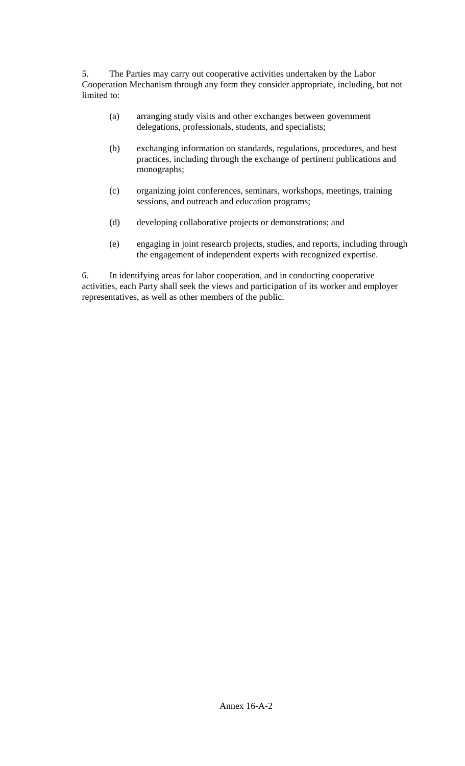5. The Parties may carry out cooperative activities undertaken by the Labor Cooperation Mechanism through any form they consider appropriate, including, but not limited to:

(a) arranging study visits and other exchanges between government delegations, professionals, students, and specialists;

(b) exchanging information on standards, regulations, procedures, and best practices, including through the exchange of pertinent publications and monographs;

(c) organizing joint conferences, seminars, workshops, meetings, training sessions, and outreach and education programs;

(d) developing collaborative projects or demonstrations; and

(e) engaging in joint research projects, studies, and reports, including through the engagement of independent experts with recognized expertise.

6. In identifying areas for labor cooperation, and in conducting cooperative activities, each Party shall seek the views and participation of its worker and employer representatives, as well as other members of the public.